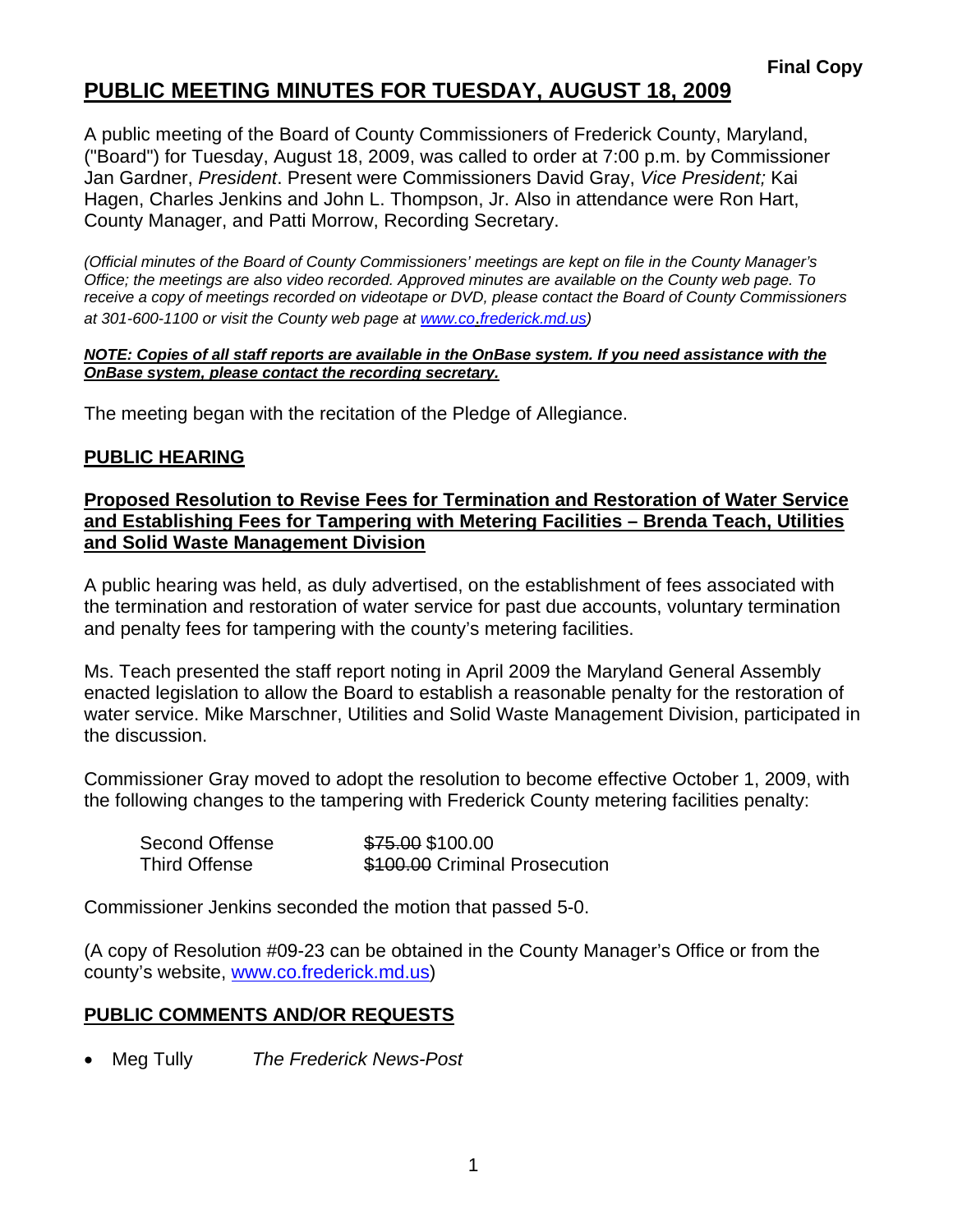**Final Copy**

# PUBLIC MEETING MINUTES FOR TUESDAY, AUGUST 18, 2009

A public meeting of the Board of County Commissioners of Frederick County, Maryland, ("Board") for Tuesday, August 18, 2009, was called to order at 7:00 p.m. by Commissioner Jan Gardner, *President*. Present were Commissioners David Gray, *Vice President;* Kai Hagen, Charles Jenkins and John L. Thompson, Jr. Also in attendance were Ron Hart, County Manager, and Patti Morrow, Recording Secretary.

*(Official minutes of the Board of County Commissioners' meetings are kept on file in the County Manager's Office; the meetings are also video recorded. Approved minutes are available on the County web page. To receive a copy of meetings recorded on videotape or DVD, please contact the Board of County Commissioners at 301-600-1100 or visit the County web page at www.co.frederick.md.us)*

***NOTE: Copies of all staff reports are available in the OnBase system. If you need assistance with the OnBase system, please contact the recording secretary.***

The meeting began with the recitation of the Pledge of Allegiance.

## PUBLIC HEARING

### Proposed Resolution to Revise Fees for Termination and Restoration of Water Service and Establishing Fees for Tampering with Metering Facilities – Brenda Teach, Utilities and Solid Waste Management Division

A public hearing was held, as duly advertised, on the establishment of fees associated with the termination and restoration of water service for past due accounts, voluntary termination and penalty fees for tampering with the county's metering facilities.

Ms. Teach presented the staff report noting in April 2009 the Maryland General Assembly enacted legislation to allow the Board to establish a reasonable penalty for the restoration of water service. Mike Marschner, Utilities and Solid Waste Management Division, participated in the discussion.

Commissioner Gray moved to adopt the resolution to become effective October 1, 2009, with the following changes to the tampering with Frederick County metering facilities penalty:

| | |
|---|---|
| Second Offense | ~~$75.00~~ $100.00 |
| Third Offense | ~~$100.00~~ Criminal Prosecution |

Commissioner Jenkins seconded the motion that passed 5-0.

(A copy of Resolution #09-23 can be obtained in the County Manager's Office or from the county's website, www.co.frederick.md.us)

## PUBLIC COMMENTS AND/OR REQUESTS

- Meg Tully *The Frederick News-Post*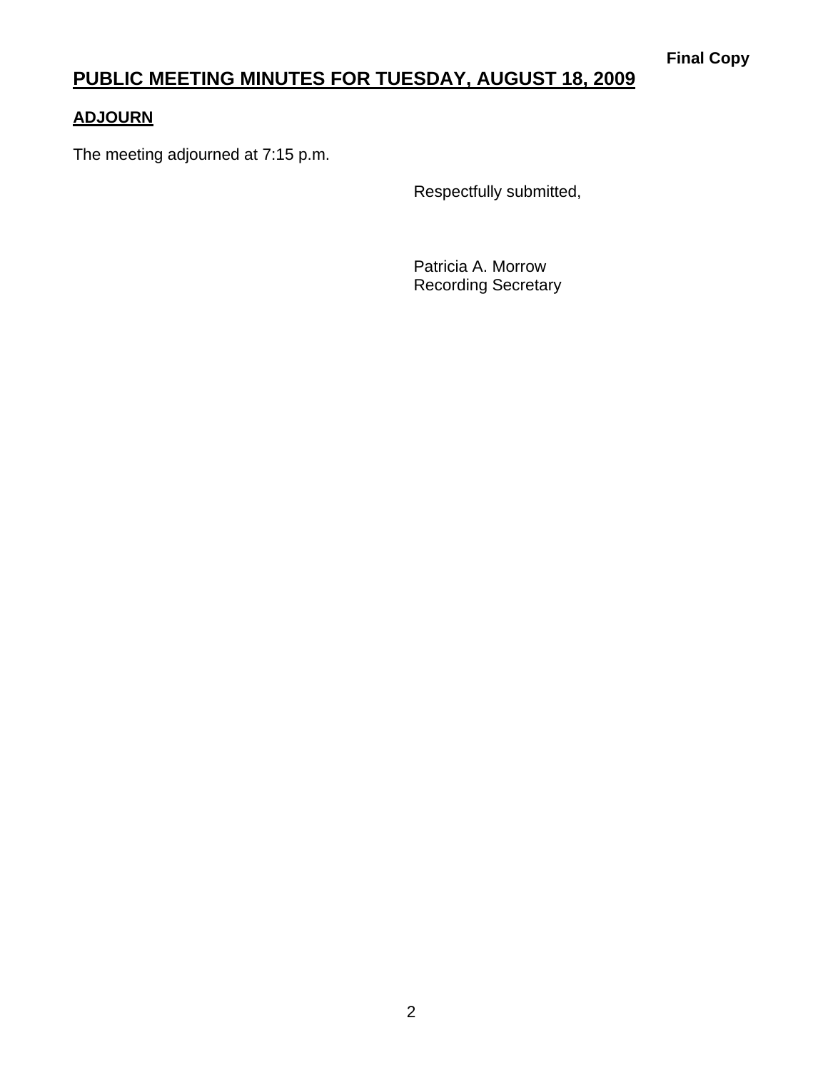**Final Copy**

# PUBLIC MEETING MINUTES FOR TUESDAY, AUGUST 18, 2009

## ADJOURN

The meeting adjourned at 7:15 p.m.

Respectfully submitted,

Patricia A. Morrow
Recording Secretary